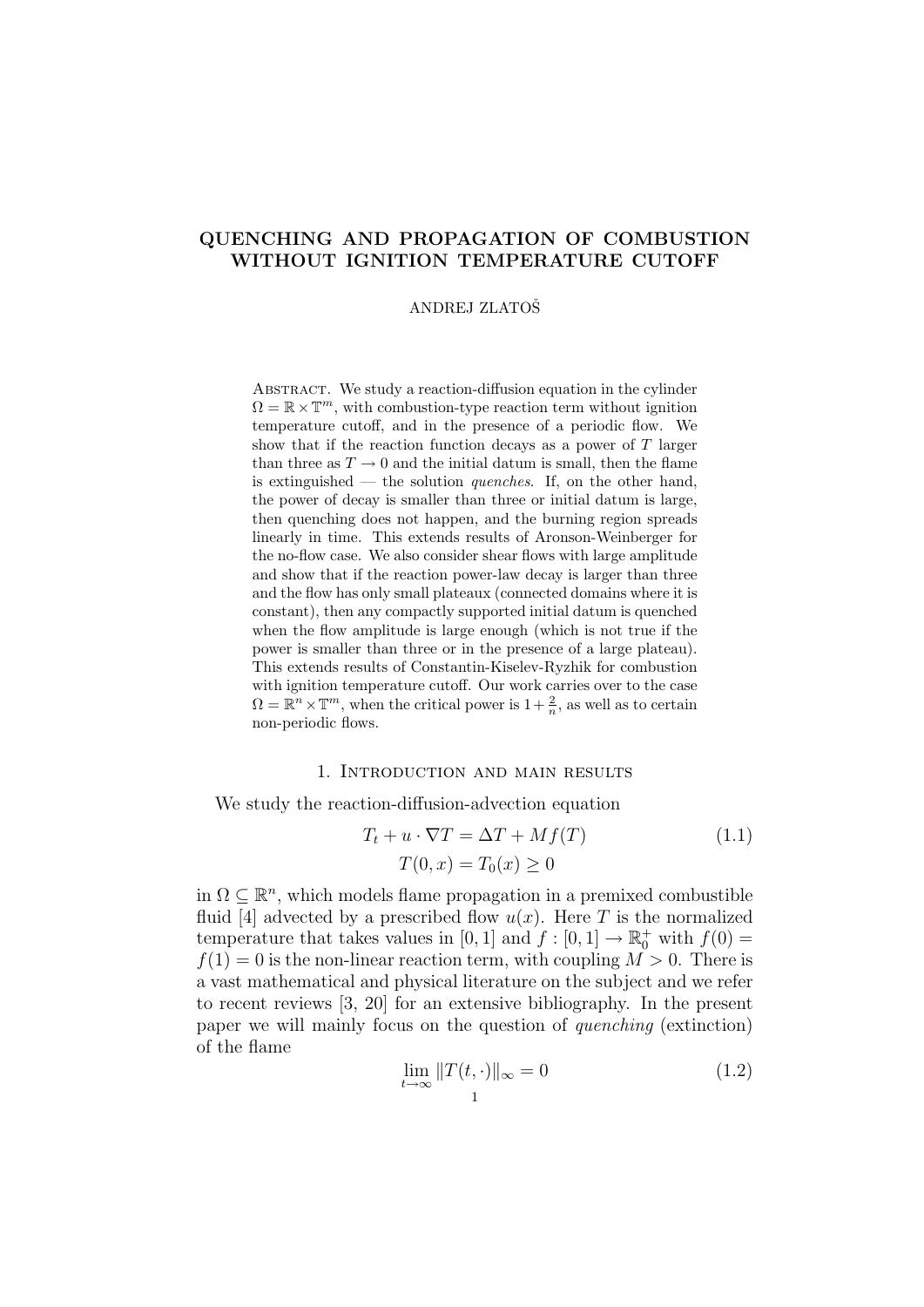# QUENCHING AND PROPAGATION OF COMBUSTION WITHOUT IGNITION TEMPERATURE CUTOFF

ANDREJ ZLATOŠ

Abstract. We study a reaction-diffusion equation in the cylinder $\Omega = \mathbb{R} \times \mathbb{T}^m$, with combustion-type reaction term without ignition temperature cutoff, and in the presence of a periodic flow. We show that if the reaction function decays as a power of $T$ larger than three as $T \to 0$ and the initial datum is small, then the flame is extinguished — the solution *quenches*. If, on the other hand, the power of decay is smaller than three or initial datum is large, then quenching does not happen, and the burning region spreads linearly in time. This extends results of Aronson-Weinberger for the no-flow case. We also consider shear flows with large amplitude and show that if the reaction power-law decay is larger than three and the flow has only small plateaux (connected domains where it is constant), then any compactly supported initial datum is quenched when the flow amplitude is large enough (which is not true if the power is smaller than three or in the presence of a large plateau). This extends results of Constantin-Kiselev-Ryzhik for combustion with ignition temperature cutoff. Our work carries over to the case $\Omega = \mathbb{R}^n \times \mathbb{T}^m$, when the critical power is $1 + \frac{2}{n}$, as well as to certain non-periodic flows.

## 1. Introduction and main results

We study the reaction-diffusion-advection equation

$$T_t + u \cdot \nabla T = \Delta T + M f(T) \tag{1.1}$$

$$T(0, x) = T_0(x) \geq 0$$

in $\Omega \subseteq \mathbb{R}^n$, which models flame propagation in a premixed combustible fluid [4] advected by a prescribed flow $u(x)$. Here $T$ is the normalized temperature that takes values in $[0, 1]$ and $f : [0, 1] \to \mathbb{R}_0^+$ with $f(0) = f(1) = 0$ is the non-linear reaction term, with coupling $M > 0$. There is a vast mathematical and physical literature on the subject and we refer to recent reviews [3, 20] for an extensive bibliography. In the present paper we will mainly focus on the question of *quenching* (extinction) of the flame

$$\lim_{t \to \infty} \|T(t, \cdot)\|_\infty = 0 \tag{1.2}$$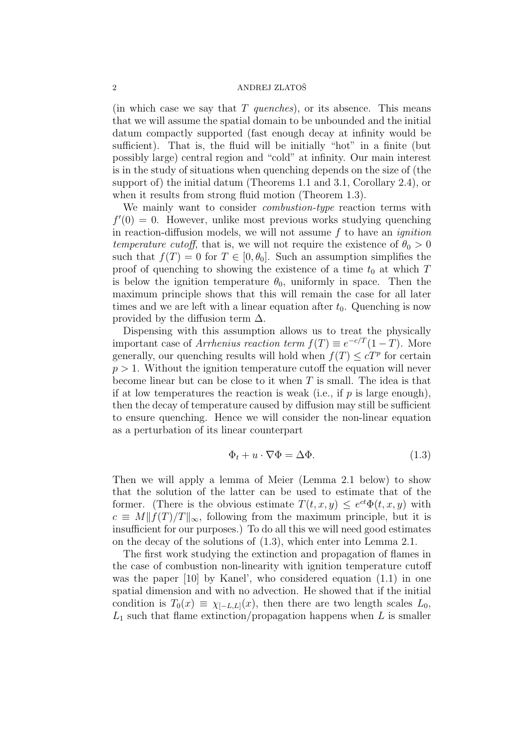(in which case we say that $T$ *quenches*), or its absence. This means that we will assume the spatial domain to be unbounded and the initial datum compactly supported (fast enough decay at infinity would be sufficient). That is, the fluid will be initially "hot" in a finite (but possibly large) central region and "cold" at infinity. Our main interest is in the study of situations when quenching depends on the size of (the support of) the initial datum (Theorems 1.1 and 3.1, Corollary 2.4), or when it results from strong fluid motion (Theorem 1.3).

We mainly want to consider *combustion-type* reaction terms with $f'(0) = 0$. However, unlike most previous works studying quenching in reaction-diffusion models, we will not assume $f$ to have an *ignition temperature cutoff*, that is, we will not require the existence of $\theta_0 > 0$ such that $f(T) = 0$ for $T \in [0, \theta_0]$. Such an assumption simplifies the proof of quenching to showing the existence of a time $t_0$ at which $T$ is below the ignition temperature $\theta_0$, uniformly in space. Then the maximum principle shows that this will remain the case for all later times and we are left with a linear equation after $t_0$. Quenching is now provided by the diffusion term $\Delta$.

Dispensing with this assumption allows us to treat the physically important case of *Arrhenius reaction term* $f(T) \equiv e^{-c/T}(1 - T)$. More generally, our quenching results will hold when $f(T) \leq cT^p$ for certain $p > 1$. Without the ignition temperature cutoff the equation will never become linear but can be close to it when $T$ is small. The idea is that if at low temperatures the reaction is weak (i.e., if $p$ is large enough), then the decay of temperature caused by diffusion may still be sufficient to ensure quenching. Hence we will consider the non-linear equation as a perturbation of its linear counterpart

$$\Phi_t + u \cdot \nabla \Phi = \Delta \Phi. \tag{1.3}$$

Then we will apply a lemma of Meier (Lemma 2.1 below) to show that the solution of the latter can be used to estimate that of the former. (There is the obvious estimate $T(t, x, y) \leq e^{ct}\Phi(t, x, y)$ with $c \equiv M\|f(T)/T\|_\infty$, following from the maximum principle, but it is insufficient for our purposes.) To do all this we will need good estimates on the decay of the solutions of (1.3), which enter into Lemma 2.1.

The first work studying the extinction and propagation of flames in the case of combustion non-linearity with ignition temperature cutoff was the paper [10] by Kanel', who considered equation (1.1) in one spatial dimension and with no advection. He showed that if the initial condition is $T_0(x) \equiv \chi_{[-L,L]}(x)$, then there are two length scales $L_0$, $L_1$ such that flame extinction/propagation happens when $L$ is smaller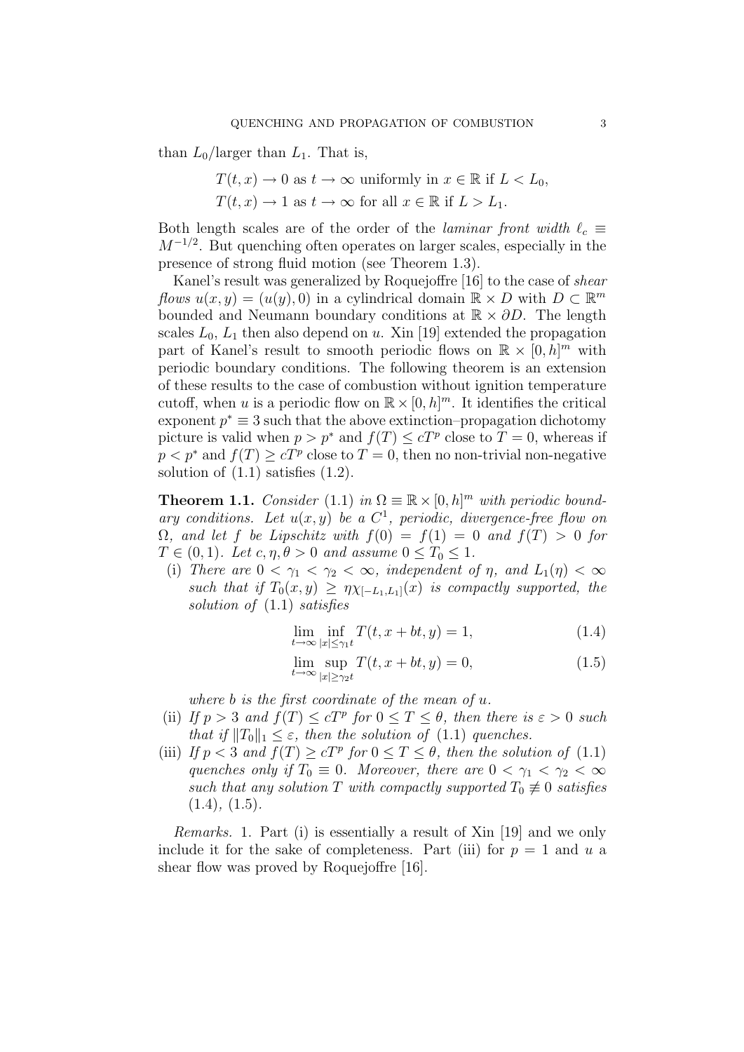than $L_0$/larger than $L_1$. That is,

$$T(t,x) \to 0 \text{ as } t \to \infty \text{ uniformly in } x \in \mathbb{R} \text{ if } L < L_0,$$
$$T(t,x) \to 1 \text{ as } t \to \infty \text{ for all } x \in \mathbb{R} \text{ if } L > L_1.$$

Both length scales are of the order of the *laminar front width* $\ell_c \equiv M^{-1/2}$. But quenching often operates on larger scales, especially in the presence of strong fluid motion (see Theorem 1.3).

Kanel's result was generalized by Roquejoffre [16] to the case of *shear flows* $u(x, y) = (u(y), 0)$ in a cylindrical domain $\mathbb{R} \times D$ with $D \subset \mathbb{R}^m$ bounded and Neumann boundary conditions at $\mathbb{R} \times \partial D$. The length scales $L_0$, $L_1$ then also depend on $u$. Xin [19] extended the propagation part of Kanel's result to smooth periodic flows on $\mathbb{R} \times [0, h]^m$ with periodic boundary conditions. The following theorem is an extension of these results to the case of combustion without ignition temperature cutoff, when $u$ is a periodic flow on $\mathbb{R} \times [0, h]^m$. It identifies the critical exponent $p^* \equiv 3$ such that the above extinction–propagation dichotomy picture is valid when $p > p^*$ and $f(T) \leq cT^p$ close to $T = 0$, whereas if $p < p^*$ and $f(T) \geq cT^p$ close to $T = 0$, then no non-trivial non-negative solution of (1.1) satisfies (1.2).

**Theorem 1.1.** *Consider* (1.1) *in* $\Omega \equiv \mathbb{R} \times [0, h]^m$ *with periodic boundary conditions. Let* $u(x, y)$ *be a* $C^1$*, periodic, divergence-free flow on* $\Omega$*, and let* $f$ *be Lipschitz with* $f(0) = f(1) = 0$ *and* $f(T) > 0$ *for* $T \in (0, 1)$*. Let* $c, \eta, \theta > 0$ *and assume* $0 \leq T_0 \leq 1$*.*

(i) *There are* $0 < \gamma_1 < \gamma_2 < \infty$*, independent of* $\eta$*, and* $L_1(\eta) < \infty$ *such that if* $T_0(x, y) \geq \eta\chi_{[-L_1,L_1]}(x)$ *is compactly supported, the solution of* (1.1) *satisfies*

$$\lim_{t\to\infty} \inf_{|x|\leq\gamma_1 t} T(t, x + bt, y) = 1, \tag{1.4}$$

$$\lim_{t\to\infty} \sup_{|x|\geq\gamma_2 t} T(t, x + bt, y) = 0, \tag{1.5}$$

*where* $b$ *is the first coordinate of the mean of* $u$*.*

(ii) *If* $p > 3$ *and* $f(T) \leq cT^p$ *for* $0 \leq T \leq \theta$*, then there is* $\varepsilon > 0$ *such that if* $\|T_0\|_1 \leq \varepsilon$*, then the solution of* (1.1) *quenches.*

(iii) *If* $p < 3$ *and* $f(T) \geq cT^p$ *for* $0 \leq T \leq \theta$*, then the solution of* (1.1) *quenches only if* $T_0 \equiv 0$*. Moreover, there are* $0 < \gamma_1 < \gamma_2 < \infty$ *such that any solution* $T$ *with compactly supported* $T_0 \not\equiv 0$ *satisfies* (1.4)*,* (1.5)*.*

*Remarks.* 1. Part (i) is essentially a result of Xin [19] and we only include it for the sake of completeness. Part (iii) for $p = 1$ and $u$ a shear flow was proved by Roquejoffre [16].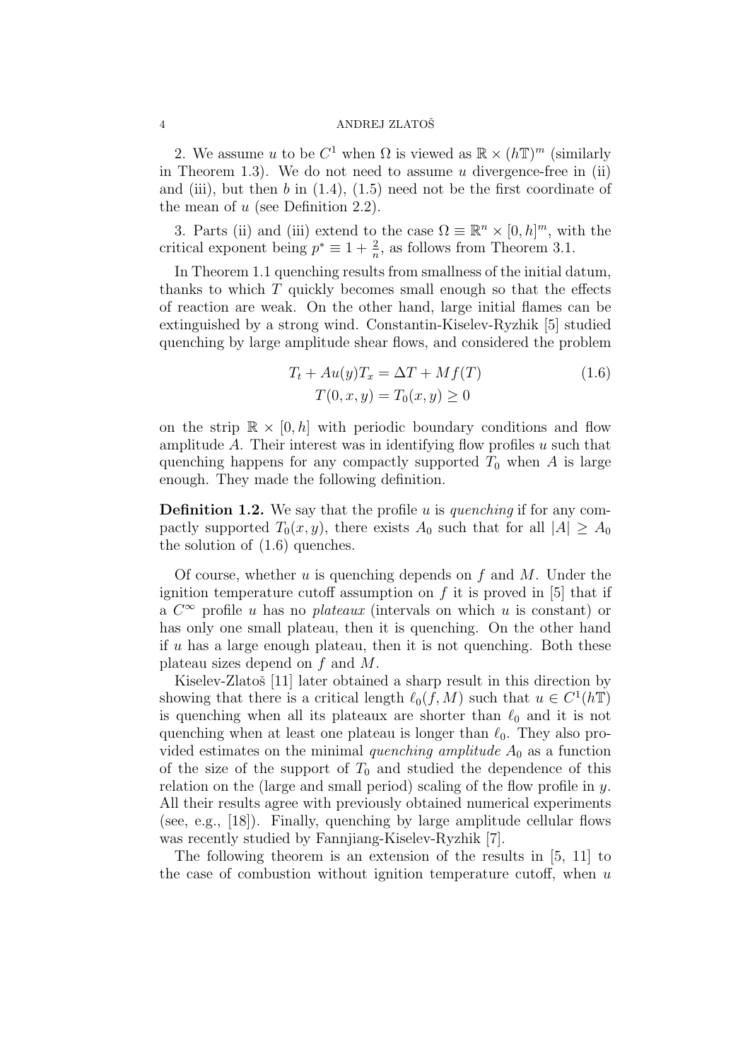2. We assume $u$ to be $C^1$ when $\Omega$ is viewed as $\mathbb{R} \times (h\mathbb{T})^m$ (similarly in Theorem 1.3). We do not need to assume $u$ divergence-free in (ii) and (iii), but then $b$ in (1.4), (1.5) need not be the first coordinate of the mean of $u$ (see Definition 2.2).

3. Parts (ii) and (iii) extend to the case $\Omega \equiv \mathbb{R}^n \times [0, h]^m$, with the critical exponent being $p^* \equiv 1 + \frac{2}{n}$, as follows from Theorem 3.1.

In Theorem 1.1 quenching results from smallness of the initial datum, thanks to which $T$ quickly becomes small enough so that the effects of reaction are weak. On the other hand, large initial flames can be extinguished by a strong wind. Constantin-Kiselev-Ryzhik [5] studied quenching by large amplitude shear flows, and considered the problem

$$
\begin{aligned}
T_t + Au(y)T_x &= \Delta T + Mf(T) \\
T(0, x, y) &= T_0(x, y) \geq 0
\end{aligned}
\tag{1.6}
$$

on the strip $\mathbb{R} \times [0, h]$ with periodic boundary conditions and flow amplitude $A$. Their interest was in identifying flow profiles $u$ such that quenching happens for any compactly supported $T_0$ when $A$ is large enough. They made the following definition.

**Definition 1.2.** We say that the profile $u$ is *quenching* if for any compactly supported $T_0(x, y)$, there exists $A_0$ such that for all $|A| \geq A_0$ the solution of (1.6) quenches.

Of course, whether $u$ is quenching depends on $f$ and $M$. Under the ignition temperature cutoff assumption on $f$ it is proved in [5] that if a $C^\infty$ profile $u$ has no *plateaux* (intervals on which $u$ is constant) or has only one small plateau, then it is quenching. On the other hand if $u$ has a large enough plateau, then it is not quenching. Both these plateau sizes depend on $f$ and $M$.

Kiselev-Zlatoš [11] later obtained a sharp result in this direction by showing that there is a critical length $\ell_0(f, M)$ such that $u \in C^1(h\mathbb{T})$ is quenching when all its plateaux are shorter than $\ell_0$ and it is not quenching when at least one plateau is longer than $\ell_0$. They also provided estimates on the minimal *quenching amplitude* $A_0$ as a function of the size of the support of $T_0$ and studied the dependence of this relation on the (large and small period) scaling of the flow profile in $y$. All their results agree with previously obtained numerical experiments (see, e.g., [18]). Finally, quenching by large amplitude cellular flows was recently studied by Fannjiang-Kiselev-Ryzhik [7].

The following theorem is an extension of the results in [5, 11] to the case of combustion without ignition temperature cutoff, when $u$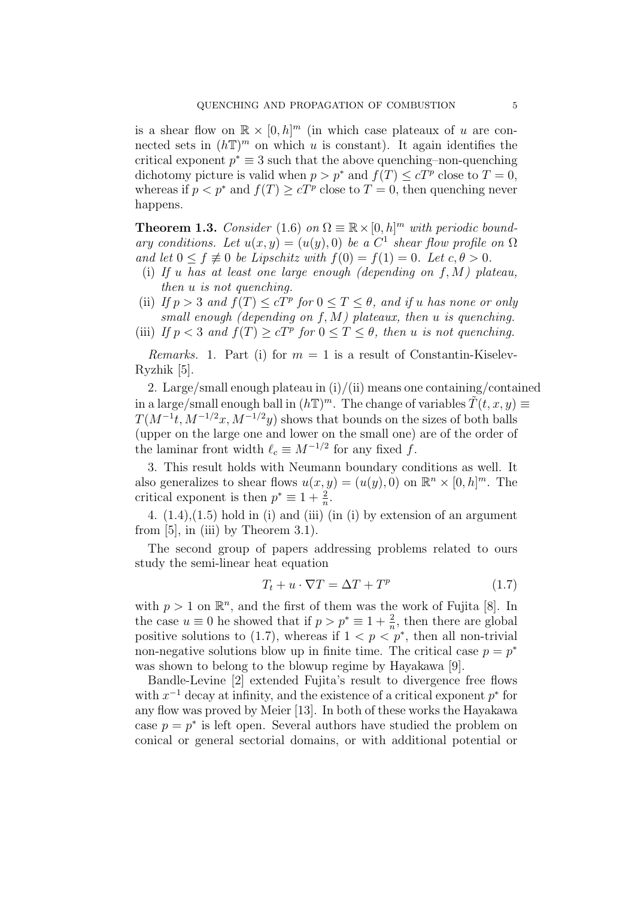is a shear flow on $\mathbb{R} \times [0,h]^m$ (in which case plateaus of $u$ are connected sets in $(h\mathbb{T})^m$ on which $u$ is constant). It again identifies the critical exponent $p^* \equiv 3$ such that the above quenching–non-quenching dichotomy picture is valid when $p > p^*$ and $f(T) \le cT^p$ close to $T = 0$, whereas if $p < p^*$ and $f(T) \ge cT^p$ close to $T = 0$, then quenching never happens.

**Theorem 1.3.** *Consider* (1.6) *on* $\Omega \equiv \mathbb{R} \times [0,h]^m$ *with periodic boundary conditions. Let* $u(x,y) = (u(y), 0)$ *be a* $C^1$ *shear flow profile on* $\Omega$ *and let* $0 \le f \not\equiv 0$ *be Lipschitz with* $f(0) = f(1) = 0$*. Let* $c, \theta > 0$*.*

- (i) *If* $u$ *has at least one large enough (depending on* $f, M$*) plateau, then* $u$ *is not quenching.*
- (ii) *If* $p > 3$ *and* $f(T) \le cT^p$ *for* $0 \le T \le \theta$*, and if* $u$ *has none or only small enough (depending on* $f, M$*) plateaux, then* $u$ *is quenching.*
- (iii) *If* $p < 3$ *and* $f(T) \ge cT^p$ *for* $0 \le T \le \theta$*, then* $u$ *is not quenching.*

*Remarks.* 1. Part (i) for $m = 1$ is a result of Constantin-Kiselev-Ryzhik [5].

2. Large/small enough plateau in (i)/(ii) means one containing/contained in a large/small enough ball in $(h\mathbb{T})^m$. The change of variables $\tilde{T}(t,x,y) \equiv T(M^{-1}t, M^{-1/2}x, M^{-1/2}y)$ shows that bounds on the sizes of both balls (upper on the large one and lower on the small one) are of the order of the laminar front width $\ell_c \equiv M^{-1/2}$ for any fixed $f$.

3. This result holds with Neumann boundary conditions as well. It also generalizes to shear flows $u(x,y) = (u(y), 0)$ on $\mathbb{R}^n \times [0,h]^m$. The critical exponent is then $p^* \equiv 1 + \frac{2}{n}$.

4. (1.4),(1.5) hold in (i) and (iii) (in (i) by extension of an argument from [5], in (iii) by Theorem 3.1).

The second group of papers addressing problems related to ours study the semi-linear heat equation

$$T_t + u \cdot \nabla T = \Delta T + T^p \tag{1.7}$$

with $p > 1$ on $\mathbb{R}^n$, and the first of them was the work of Fujita [8]. In the case $u \equiv 0$ he showed that if $p > p^* \equiv 1 + \frac{2}{n}$, then there are global positive solutions to (1.7), whereas if $1 < p < p^*$, then all non-trivial non-negative solutions blow up in finite time. The critical case $p = p^*$ was shown to belong to the blowup regime by Hayakawa [9].

Bandle-Levine [2] extended Fujita's result to divergence free flows with $x^{-1}$ decay at infinity, and the existence of a critical exponent $p^*$ for any flow was proved by Meier [13]. In both of these works the Hayakawa case $p = p^*$ is left open. Several authors have studied the problem on conical or general sectorial domains, or with additional potential or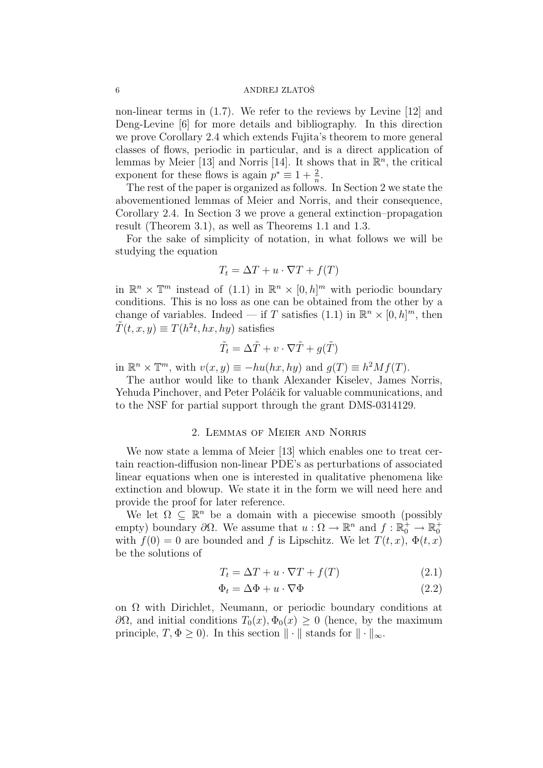non-linear terms in (1.7). We refer to the reviews by Levine [12] and Deng-Levine [6] for more details and bibliography. In this direction we prove Corollary 2.4 which extends Fujita's theorem to more general classes of flows, periodic in particular, and is a direct application of lemmas by Meier [13] and Norris [14]. It shows that in $\mathbb{R}^n$, the critical exponent for these flows is again $p^* \equiv 1 + \frac{2}{n}$.

The rest of the paper is organized as follows. In Section 2 we state the abovementioned lemmas of Meier and Norris, and their consequence, Corollary 2.4. In Section 3 we prove a general extinction–propagation result (Theorem 3.1), as well as Theorems 1.1 and 1.3.

For the sake of simplicity of notation, in what follows we will be studying the equation

$$T_t = \Delta T + u \cdot \nabla T + f(T)$$

in $\mathbb{R}^n \times \mathbb{T}^m$ instead of (1.1) in $\mathbb{R}^n \times [0, h]^m$ with periodic boundary conditions. This is no loss as one can be obtained from the other by a change of variables. Indeed — if $T$ satisfies (1.1) in $\mathbb{R}^n \times [0, h]^m$, then $\tilde{T}(t, x, y) \equiv T(h^2 t, hx, hy)$ satisfies

$$\tilde{T}_t = \Delta \tilde{T} + v \cdot \nabla \tilde{T} + g(\tilde{T})$$

in $\mathbb{R}^n \times \mathbb{T}^m$, with $v(x, y) \equiv -hu(hx, hy)$ and $g(T) \equiv h^2 M f(T)$.

The author would like to thank Alexander Kiselev, James Norris, Yehuda Pinchover, and Peter Poláčik for valuable communications, and to the NSF for partial support through the grant DMS-0314129.

## 2. Lemmas of Meier and Norris

We now state a lemma of Meier [13] which enables one to treat certain reaction-diffusion non-linear PDE's as perturbations of associated linear equations when one is interested in qualitative phenomena like extinction and blowup. We state it in the form we will need here and provide the proof for later reference.

We let $\Omega \subseteq \mathbb{R}^n$ be a domain with a piecewise smooth (possibly empty) boundary $\partial\Omega$. We assume that $u : \Omega \to \mathbb{R}^n$ and $f : \mathbb{R}_0^+ \to \mathbb{R}_0^+$ with $f(0) = 0$ are bounded and $f$ is Lipschitz. We let $T(t, x)$, $\Phi(t, x)$ be the solutions of

$$T_t = \Delta T + u \cdot \nabla T + f(T) \tag{2.1}$$

$$\Phi_t = \Delta \Phi + u \cdot \nabla \Phi \tag{2.2}$$

on $\Omega$ with Dirichlet, Neumann, or periodic boundary conditions at $\partial\Omega$, and initial conditions $T_0(x), \Phi_0(x) \geq 0$ (hence, by the maximum principle, $T, \Phi \geq 0$). In this section $\|\cdot\|$ stands for $\|\cdot\|_\infty$.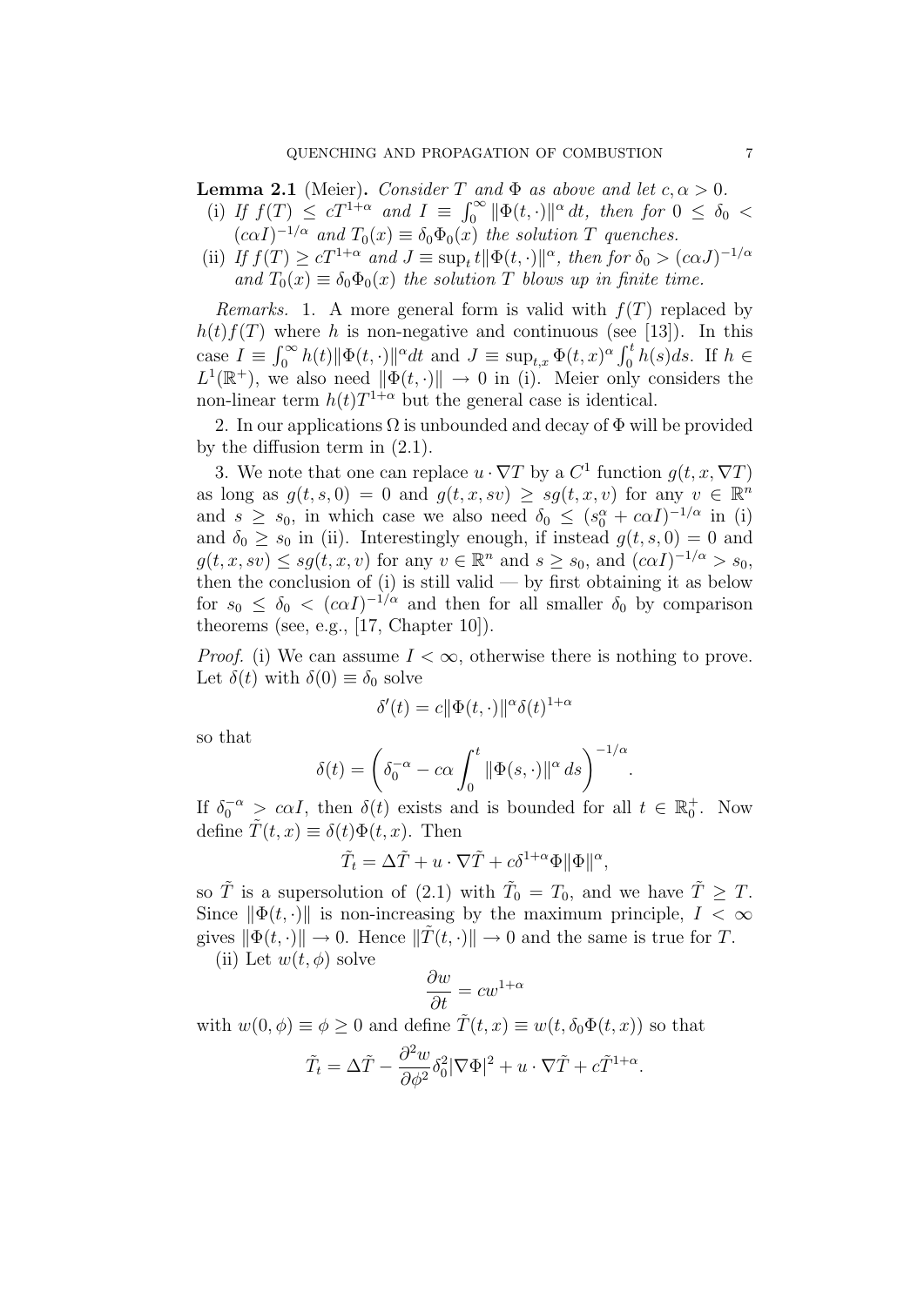**Lemma 2.1** (Meier). *Consider $T$ and $\Phi$ as above and let $c, \alpha > 0$.*

(i) *If $f(T) \leq cT^{1+\alpha}$ and $I \equiv \int_0^\infty \|\Phi(t,\cdot)\|^\alpha \, dt$, then for $0 \leq \delta_0 < (c\alpha I)^{-1/\alpha}$ and $T_0(x) \equiv \delta_0 \Phi_0(x)$ the solution $T$ quenches.*

(ii) *If $f(T) \geq cT^{1+\alpha}$ and $J \equiv \sup_t t\|\Phi(t,\cdot)\|^\alpha$, then for $\delta_0 > (c\alpha J)^{-1/\alpha}$ and $T_0(x) \equiv \delta_0 \Phi_0(x)$ the solution $T$ blows up in finite time.*

*Remarks.* 1. A more general form is valid with $f(T)$ replaced by $h(t)f(T)$ where $h$ is non-negative and continuous (see [13]). In this case $I \equiv \int_0^\infty h(t)\|\Phi(t,\cdot)\|^\alpha dt$ and $J \equiv \sup_{t,x} \Phi(t,x)^\alpha \int_0^t h(s)ds$. If $h \in L^1(\mathbb{R}^+)$, we also need $\|\Phi(t,\cdot)\| \to 0$ in (i). Meier only considers the non-linear term $h(t)T^{1+\alpha}$ but the general case is identical.

2. In our applications $\Omega$ is unbounded and decay of $\Phi$ will be provided by the diffusion term in (2.1).

3. We note that one can replace $u \cdot \nabla T$ by a $C^1$ function $g(t, x, \nabla T)$ as long as $g(t, s, 0) = 0$ and $g(t, x, sv) \geq sg(t, x, v)$ for any $v \in \mathbb{R}^n$ and $s \geq s_0$, in which case we also need $\delta_0 \leq (s_0^\alpha + c\alpha I)^{-1/\alpha}$ in (i) and $\delta_0 \geq s_0$ in (ii). Interestingly enough, if instead $g(t, s, 0) = 0$ and $g(t, x, sv) \leq sg(t, x, v)$ for any $v \in \mathbb{R}^n$ and $s \geq s_0$, and $(c\alpha I)^{-1/\alpha} > s_0$, then the conclusion of (i) is still valid — by first obtaining it as below for $s_0 \leq \delta_0 < (c\alpha I)^{-1/\alpha}$ and then for all smaller $\delta_0$ by comparison theorems (see, e.g., [17, Chapter 10]).

*Proof.* (i) We can assume $I < \infty$, otherwise there is nothing to prove. Let $\delta(t)$ with $\delta(0) \equiv \delta_0$ solve

$$\delta'(t) = c\|\Phi(t,\cdot)\|^\alpha \delta(t)^{1+\alpha}$$

so that

$$\delta(t) = \left( \delta_0^{-\alpha} - c\alpha \int_0^t \|\Phi(s,\cdot)\|^\alpha \, ds \right)^{-1/\alpha}.$$

If $\delta_0^{-\alpha} > c\alpha I$, then $\delta(t)$ exists and is bounded for all $t \in \mathbb{R}_0^+$. Now define $\tilde{T}(t,x) \equiv \delta(t)\Phi(t,x)$. Then

$$\tilde{T}_t = \Delta \tilde{T} + u \cdot \nabla \tilde{T} + c\delta^{1+\alpha}\Phi\|\Phi\|^\alpha,$$

so $\tilde{T}$ is a supersolution of (2.1) with $\tilde{T}_0 = T_0$, and we have $\tilde{T} \geq T$. Since $\|\Phi(t,\cdot)\|$ is non-increasing by the maximum principle, $I < \infty$ gives $\|\Phi(t,\cdot)\| \to 0$. Hence $\|\tilde{T}(t,\cdot)\| \to 0$ and the same is true for $T$.

(ii) Let $w(t, \phi)$ solve

$$\frac{\partial w}{\partial t} = cw^{1+\alpha}$$

with $w(0, \phi) \equiv \phi \geq 0$ and define $\tilde{T}(t,x) \equiv w(t, \delta_0 \Phi(t,x))$ so that

$$\tilde{T}_t = \Delta \tilde{T} - \frac{\partial^2 w}{\partial \phi^2} \delta_0^2 |\nabla \Phi|^2 + u \cdot \nabla \tilde{T} + c\tilde{T}^{1+\alpha}.$$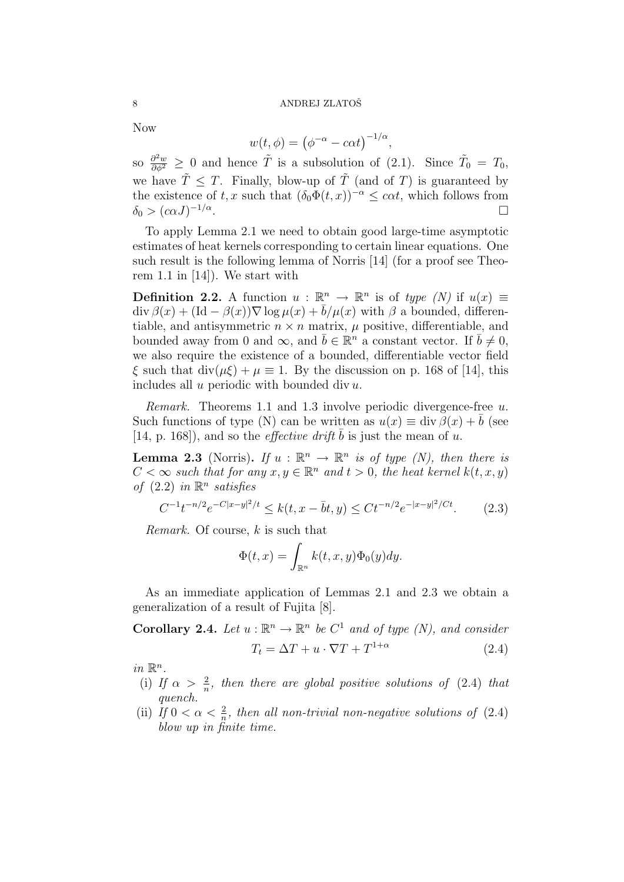Now

$$w(t,\phi) = \left(\phi^{-\alpha} - c\alpha t\right)^{-1/\alpha},$$

so $\frac{\partial^2 w}{\partial \phi^2} \geq 0$ and hence $\tilde{T}$ is a subsolution of (2.1). Since $\tilde{T}_0 = T_0$, we have $\tilde{T} \leq T$. Finally, blow-up of $\tilde{T}$ (and of $T$) is guaranteed by the existence of $t, x$ such that $(\delta_0 \Phi(t,x))^{-\alpha} \leq c\alpha t$, which follows from $\delta_0 > (c\alpha J)^{-1/\alpha}$. $\square$

To apply Lemma 2.1 we need to obtain good large-time asymptotic estimates of heat kernels corresponding to certain linear equations. One such result is the following lemma of Norris [14] (for a proof see Theorem 1.1 in [14]). We start with

**Definition 2.2.** A function $u : \mathbb{R}^n \to \mathbb{R}^n$ is of *type (N)* if $u(x) \equiv \operatorname{div} \beta(x) + (\mathrm{Id} - \beta(x))\nabla \log \mu(x) + \bar{b}/\mu(x)$ with $\beta$ a bounded, differentiable, and antisymmetric $n \times n$ matrix, $\mu$ positive, differentiable, and bounded away from 0 and $\infty$, and $\bar{b} \in \mathbb{R}^n$ a constant vector. If $\bar{b} \neq 0$, we also require the existence of a bounded, differentiable vector field $\xi$ such that $\operatorname{div}(\mu\xi) + \mu \equiv 1$. By the discussion on p. 168 of [14], this includes all $u$ periodic with bounded $\operatorname{div} u$.

*Remark.* Theorems 1.1 and 1.3 involve periodic divergence-free $u$. Such functions of type (N) can be written as $u(x) \equiv \operatorname{div} \beta(x) + \bar{b}$ (see [14, p. 168]), and so the *effective drift* $\bar{b}$ is just the mean of $u$.

**Lemma 2.3** (Norris)**.** *If $u : \mathbb{R}^n \to \mathbb{R}^n$ is of type (N), then there is $C < \infty$ such that for any $x, y \in \mathbb{R}^n$ and $t > 0$, the heat kernel $k(t,x,y)$ of* (2.2) *in $\mathbb{R}^n$ satisfies*

$$C^{-1} t^{-n/2} e^{-C|x-y|^2/t} \leq k(t, x - \bar{b}t, y) \leq C t^{-n/2} e^{-|x-y|^2/Ct}. \tag{2.3}$$

*Remark.* Of course, $k$ is such that

$$\Phi(t,x) = \int_{\mathbb{R}^n} k(t,x,y)\Phi_0(y)dy.$$

As an immediate application of Lemmas 2.1 and 2.3 we obtain a generalization of a result of Fujita [8].

**Corollary 2.4.** *Let $u : \mathbb{R}^n \to \mathbb{R}^n$ be $C^1$ and of type (N), and consider*

$$T_t = \Delta T + u \cdot \nabla T + T^{1+\alpha} \tag{2.4}$$

*in $\mathbb{R}^n$.*

- (i) *If $\alpha > \frac{2}{n}$, then there are global positive solutions of* (2.4) *that quench.*
- (ii) *If $0 < \alpha < \frac{2}{n}$, then all non-trivial non-negative solutions of* (2.4) *blow up in finite time.*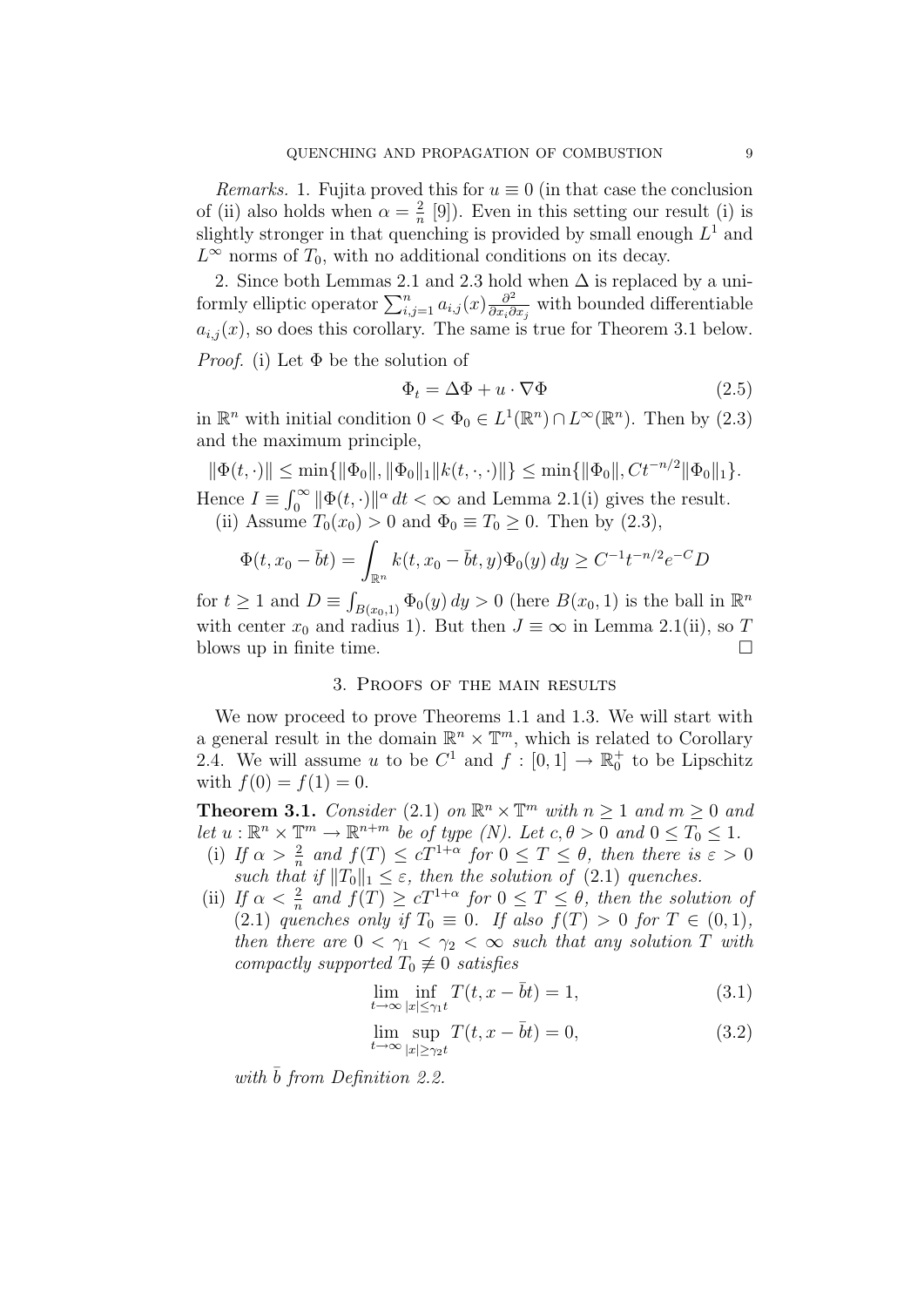*Remarks.* 1. Fujita proved this for $u \equiv 0$ (in that case the conclusion of (ii) also holds when $\alpha = \frac{2}{n}$ [9]). Even in this setting our result (i) is slightly stronger in that quenching is provided by small enough $L^1$ and $L^\infty$ norms of $T_0$, with no additional conditions on its decay.

2. Since both Lemmas 2.1 and 2.3 hold when $\Delta$ is replaced by a uniformly elliptic operator $\sum_{i,j=1}^n a_{i,j}(x)\frac{\partial^2}{\partial x_i \partial x_j}$ with bounded differentiable $a_{i,j}(x)$, so does this corollary. The same is true for Theorem 3.1 below.

*Proof.* (i) Let $\Phi$ be the solution of

$$\Phi_t = \Delta\Phi + u \cdot \nabla\Phi \tag{2.5}$$

in $\mathbb{R}^n$ with initial condition $0 < \Phi_0 \in L^1(\mathbb{R}^n) \cap L^\infty(\mathbb{R}^n)$. Then by (2.3) and the maximum principle,

$$\|\Phi(t,\cdot)\| \leq \min\{\|\Phi_0\|, \|\Phi_0\|_1 \|k(t,\cdot,\cdot)\|\} \leq \min\{\|\Phi_0\|, Ct^{-n/2}\|\Phi_0\|_1\}.$$

Hence $I \equiv \int_0^\infty \|\Phi(t,\cdot)\|^\alpha \, dt < \infty$ and Lemma 2.1(i) gives the result.

(ii) Assume $T_0(x_0) > 0$ and $\Phi_0 \equiv T_0 \geq 0$. Then by (2.3),

$$\Phi(t, x_0 - \bar{b}t) = \int_{\mathbb{R}^n} k(t, x_0 - \bar{b}t, y)\Phi_0(y)\, dy \geq C^{-1}t^{-n/2}e^{-C}D$$

for $t \geq 1$ and $D \equiv \int_{B(x_0,1)} \Phi_0(y)\, dy > 0$ (here $B(x_0, 1)$ is the ball in $\mathbb{R}^n$ with center $x_0$ and radius 1). But then $J \equiv \infty$ in Lemma 2.1(ii), so $T$ blows up in finite time. $\square$

## 3. Proofs of the main results

We now proceed to prove Theorems 1.1 and 1.3. We will start with a general result in the domain $\mathbb{R}^n \times \mathbb{T}^m$, which is related to Corollary 2.4. We will assume $u$ to be $C^1$ and $f : [0, 1] \to \mathbb{R}_0^+$ to be Lipschitz with $f(0) = f(1) = 0$.

**Theorem 3.1.** *Consider* (2.1) *on* $\mathbb{R}^n \times \mathbb{T}^m$ *with* $n \geq 1$ *and* $m \geq 0$ *and let* $u : \mathbb{R}^n \times \mathbb{T}^m \to \mathbb{R}^{n+m}$ *be of type (N). Let* $c, \theta > 0$ *and* $0 \leq T_0 \leq 1$.

- (i) *If* $\alpha > \frac{2}{n}$ *and* $f(T) \leq cT^{1+\alpha}$ *for* $0 \leq T \leq \theta$, *then there is* $\varepsilon > 0$ *such that if* $\|T_0\|_1 \leq \varepsilon$, *then the solution of* (2.1) *quenches.*
- (ii) *If* $\alpha < \frac{2}{n}$ *and* $f(T) \geq cT^{1+\alpha}$ *for* $0 \leq T \leq \theta$, *then the solution of* (2.1) *quenches only if* $T_0 \equiv 0$. *If also* $f(T) > 0$ *for* $T \in (0, 1)$, *then there are* $0 < \gamma_1 < \gamma_2 < \infty$ *such that any solution* $T$ *with compactly supported* $T_0 \not\equiv 0$ *satisfies*

$$\lim_{t\to\infty} \inf_{|x|\leq\gamma_1 t} T(t, x - \bar{b}t) = 1, \tag{3.1}$$

$$\lim_{t\to\infty} \sup_{|x|\geq\gamma_2 t} T(t, x - \bar{b}t) = 0, \tag{3.2}$$

*with* $\bar{b}$ *from Definition 2.2.*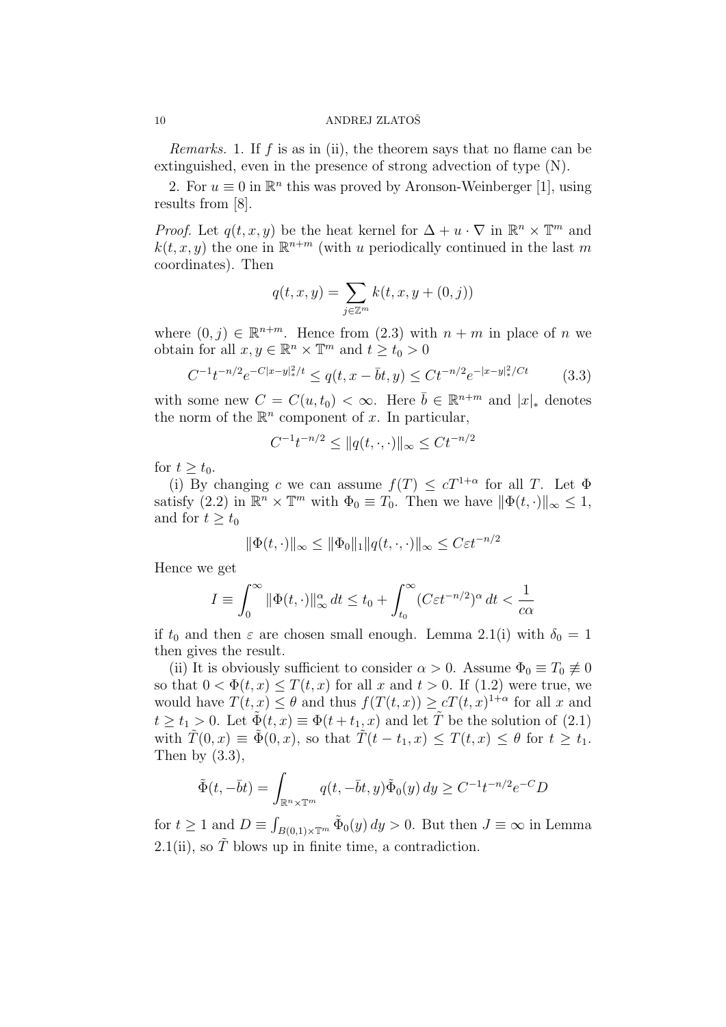*Remarks.* 1. If $f$ is as in (ii), the theorem says that no flame can be extinguished, even in the presence of strong advection of type (N).

2. For $u \equiv 0$ in $\mathbb{R}^n$ this was proved by Aronson-Weinberger [1], using results from [8].

*Proof.* Let $q(t,x,y)$ be the heat kernel for $\Delta + u \cdot \nabla$ in $\mathbb{R}^n \times \mathbb{T}^m$ and $k(t,x,y)$ the one in $\mathbb{R}^{n+m}$ (with $u$ periodically continued in the last $m$ coordinates). Then

$$q(t,x,y) = \sum_{j \in \mathbb{Z}^m} k(t,x,y+(0,j))$$

where $(0,j) \in \mathbb{R}^{n+m}$. Hence from (2.3) with $n+m$ in place of $n$ we obtain for all $x,y \in \mathbb{R}^n \times \mathbb{T}^m$ and $t \geq t_0 > 0$

$$C^{-1} t^{-n/2} e^{-C|x-y|_*^2/t} \leq q(t, x - \bar{b}t, y) \leq C t^{-n/2} e^{-|x-y|_*^2/Ct} \tag{3.3}$$

with some new $C = C(u, t_0) < \infty$. Here $\bar{b} \in \mathbb{R}^{n+m}$ and $|x|_*$ denotes the norm of the $\mathbb{R}^n$ component of $x$. In particular,

$$C^{-1} t^{-n/2} \leq \|q(t,\cdot,\cdot)\|_\infty \leq C t^{-n/2}$$

for $t \geq t_0$.

(i) By changing $c$ we can assume $f(T) \leq cT^{1+\alpha}$ for all $T$. Let $\Phi$ satisfy (2.2) in $\mathbb{R}^n \times \mathbb{T}^m$ with $\Phi_0 \equiv T_0$. Then we have $\|\Phi(t,\cdot)\|_\infty \leq 1$, and for $t \geq t_0$

$$\|\Phi(t,\cdot)\|_\infty \leq \|\Phi_0\|_1 \|q(t,\cdot,\cdot)\|_\infty \leq C\varepsilon t^{-n/2}$$

Hence we get

$$I \equiv \int_0^\infty \|\Phi(t,\cdot)\|_\infty^\alpha \, dt \leq t_0 + \int_{t_0}^\infty (C\varepsilon t^{-n/2})^\alpha \, dt < \frac{1}{c\alpha}$$

if $t_0$ and then $\varepsilon$ are chosen small enough. Lemma 2.1(i) with $\delta_0 = 1$ then gives the result.

(ii) It is obviously sufficient to consider $\alpha > 0$. Assume $\Phi_0 \equiv T_0 \not\equiv 0$ so that $0 < \Phi(t,x) \leq T(t,x)$ for all $x$ and $t > 0$. If (1.2) were true, we would have $T(t,x) \leq \theta$ and thus $f(T(t,x)) \geq cT(t,x)^{1+\alpha}$ for all $x$ and $t \geq t_1 > 0$. Let $\tilde{\Phi}(t,x) \equiv \Phi(t+t_1, x)$ and let $\tilde{T}$ be the solution of (2.1) with $\tilde{T}(0,x) \equiv \tilde{\Phi}(0,x)$, so that $\tilde{T}(t-t_1, x) \leq T(t,x) \leq \theta$ for $t \geq t_1$. Then by (3.3),

$$\tilde{\Phi}(t, -\bar{b}t) = \int_{\mathbb{R}^n \times \mathbb{T}^m} q(t, -\bar{b}t, y) \tilde{\Phi}_0(y) \, dy \geq C^{-1} t^{-n/2} e^{-C} D$$

for $t \geq 1$ and $D \equiv \int_{B(0,1) \times \mathbb{T}^m} \tilde{\Phi}_0(y) \, dy > 0$. But then $J \equiv \infty$ in Lemma 2.1(ii), so $\tilde{T}$ blows up in finite time, a contradiction.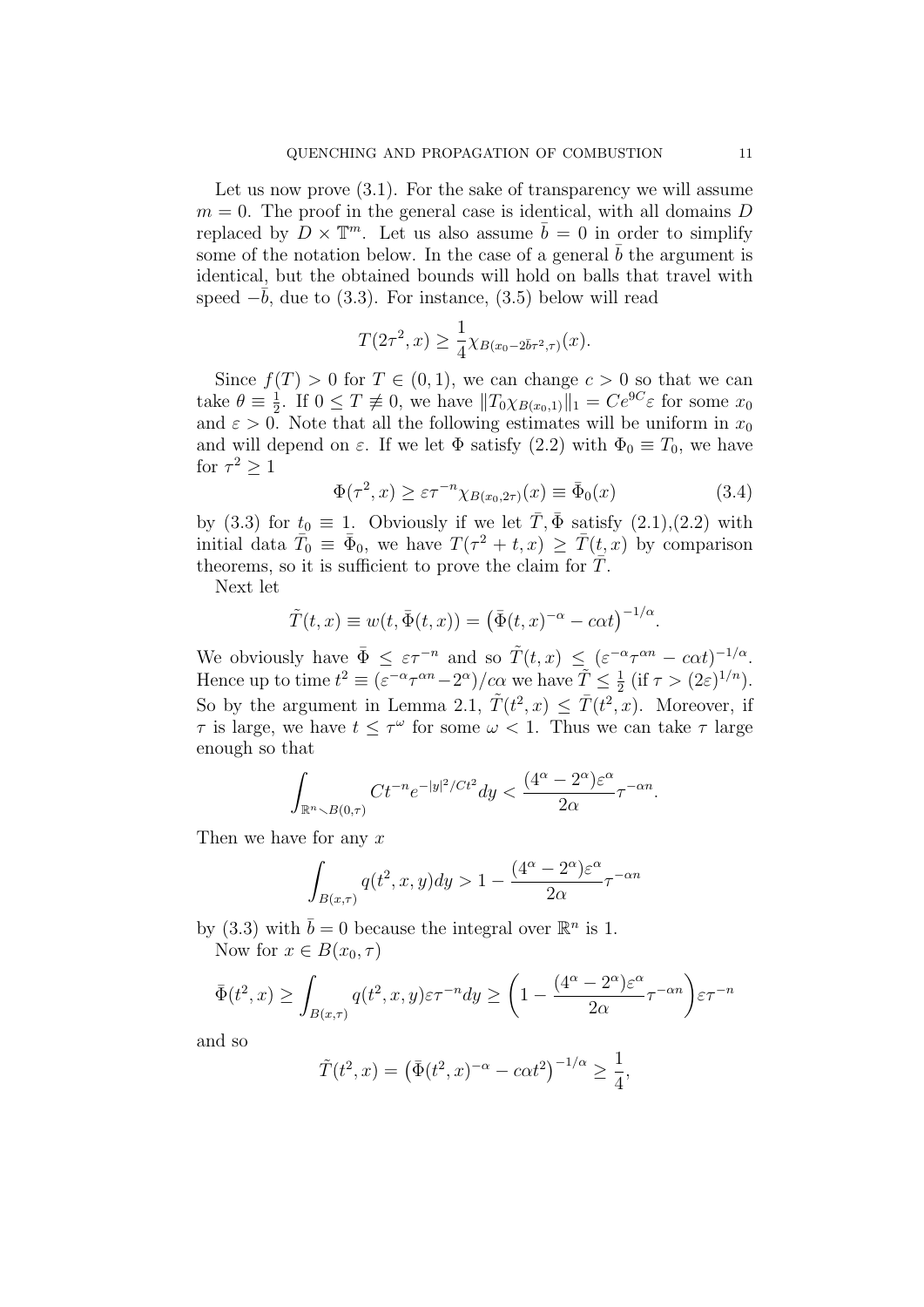Let us now prove (3.1). For the sake of transparency we will assume $m = 0$. The proof in the general case is identical, with all domains $D$ replaced by $D \times \mathbb{T}^m$. Let us also assume $\bar{b} = 0$ in order to simplify some of the notation below. In the case of a general $\bar{b}$ the argument is identical, but the obtained bounds will hold on balls that travel with speed $-\bar{b}$, due to (3.3). For instance, (3.5) below will read

$$T(2\tau^2, x) \geq \frac{1}{4}\chi_{B(x_0 - 2\bar{b}\tau^2, \tau)}(x).$$

Since $f(T) > 0$ for $T \in (0,1)$, we can change $c > 0$ so that we can take $\theta \equiv \frac{1}{2}$. If $0 \leq T \not\equiv 0$, we have $\|T_0 \chi_{B(x_0,1)}\|_1 = Ce^{9C}\varepsilon$ for some $x_0$ and $\varepsilon > 0$. Note that all the following estimates will be uniform in $x_0$ and will depend on $\varepsilon$. If we let $\Phi$ satisfy (2.2) with $\Phi_0 \equiv T_0$, we have for $\tau^2 \geq 1$

$$\Phi(\tau^2, x) \geq \varepsilon \tau^{-n} \chi_{B(x_0, 2\tau)}(x) \equiv \bar{\Phi}_0(x) \tag{3.4}$$

by (3.3) for $t_0 \equiv 1$. Obviously if we let $\bar{T}, \bar{\Phi}$ satisfy (2.1),(2.2) with initial data $\bar{T}_0 \equiv \bar{\Phi}_0$, we have $T(\tau^2 + t, x) \geq \bar{T}(t, x)$ by comparison theorems, so it is sufficient to prove the claim for $\bar{T}$.

Next let

$$\tilde{T}(t, x) \equiv w(t, \bar{\Phi}(t, x)) = \left(\bar{\Phi}(t, x)^{-\alpha} - c\alpha t\right)^{-1/\alpha}.$$

We obviously have $\bar{\Phi} \leq \varepsilon \tau^{-n}$ and so $\tilde{T}(t, x) \leq (\varepsilon^{-\alpha}\tau^{\alpha n} - c\alpha t)^{-1/\alpha}$. Hence up to time $t^2 \equiv (\varepsilon^{-\alpha}\tau^{\alpha n} - 2^{\alpha})/c\alpha$ we have $\tilde{T} \leq \frac{1}{2}$ (if $\tau > (2\varepsilon)^{1/n}$). So by the argument in Lemma 2.1, $\tilde{T}(t^2, x) \leq \bar{T}(t^2, x)$. Moreover, if $\tau$ is large, we have $t \leq \tau^{\omega}$ for some $\omega < 1$. Thus we can take $\tau$ large enough so that

$$\int_{\mathbb{R}^n \setminus B(0,\tau)} Ct^{-n} e^{-|y|^2/Ct^2} dy < \frac{(4^{\alpha} - 2^{\alpha})\varepsilon^{\alpha}}{2\alpha}\tau^{-\alpha n}.$$

Then we have for any $x$

$$\int_{B(x,\tau)} q(t^2, x, y) dy > 1 - \frac{(4^{\alpha} - 2^{\alpha})\varepsilon^{\alpha}}{2\alpha}\tau^{-\alpha n}$$

by (3.3) with $\bar{b} = 0$ because the integral over $\mathbb{R}^n$ is 1.

Now for $x \in B(x_0, \tau)$

$$\bar{\Phi}(t^2, x) \geq \int_{B(x,\tau)} q(t^2, x, y)\varepsilon\tau^{-n} dy \geq \left(1 - \frac{(4^{\alpha} - 2^{\alpha})\varepsilon^{\alpha}}{2\alpha}\tau^{-\alpha n}\right)\varepsilon\tau^{-n}$$

and so

$$\tilde{T}(t^2, x) = \left(\bar{\Phi}(t^2, x)^{-\alpha} - c\alpha t^2\right)^{-1/\alpha} \geq \frac{1}{4},$$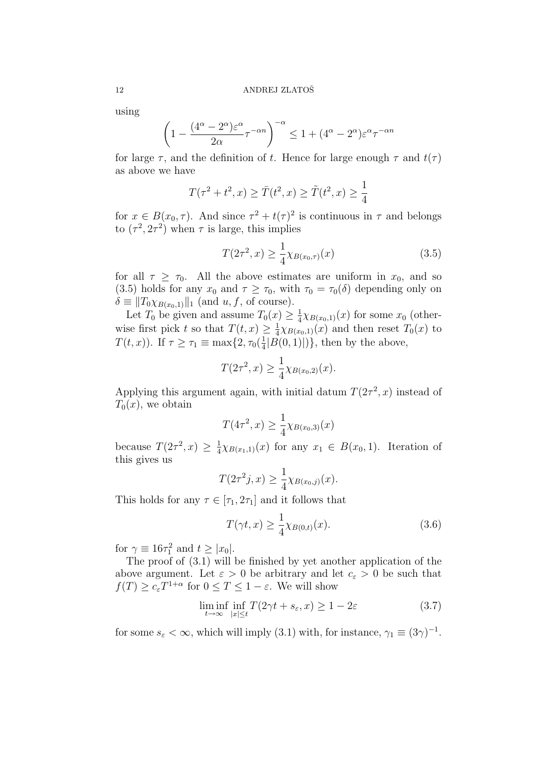using

$$\left(1 - \frac{(4^\alpha - 2^\alpha)\varepsilon^\alpha}{2\alpha}\tau^{-\alpha n}\right)^{-\alpha} \leq 1 + (4^\alpha - 2^\alpha)\varepsilon^\alpha \tau^{-\alpha n}$$

for large $\tau$, and the definition of $t$. Hence for large enough $\tau$ and $t(\tau)$ as above we have

$$T(\tau^2 + t^2, x) \geq \bar{T}(t^2, x) \geq \tilde{T}(t^2, x) \geq \frac{1}{4}$$

for $x \in B(x_0, \tau)$. And since $\tau^2 + t(\tau)^2$ is continuous in $\tau$ and belongs to $(\tau^2, 2\tau^2)$ when $\tau$ is large, this implies

$$T(2\tau^2, x) \geq \frac{1}{4}\chi_{B(x_0,\tau)}(x) \tag{3.5}$$

for all $\tau \geq \tau_0$. All the above estimates are uniform in $x_0$, and so (3.5) holds for any $x_0$ and $\tau \geq \tau_0$, with $\tau_0 = \tau_0(\delta)$ depending only on $\delta \equiv \|T_0 \chi_{B(x_0,1)}\|_1$ (and $u, f$, of course).

Let $T_0$ be given and assume $T_0(x) \geq \frac{1}{4}\chi_{B(x_0,1)}(x)$ for some $x_0$ (otherwise first pick $t$ so that $T(t,x) \geq \frac{1}{4}\chi_{B(x_0,1)}(x)$ and then reset $T_0(x)$ to $T(t,x)$). If $\tau \geq \tau_1 \equiv \max\{2, \tau_0(\frac{1}{4}|B(0,1)|)\}$, then by the above,

$$T(2\tau^2, x) \geq \frac{1}{4}\chi_{B(x_0,2)}(x).$$

Applying this argument again, with initial datum $T(2\tau^2, x)$ instead of $T_0(x)$, we obtain

$$T(4\tau^2, x) \geq \frac{1}{4}\chi_{B(x_0,3)}(x)$$

because $T(2\tau^2, x) \geq \frac{1}{4}\chi_{B(x_1,1)}(x)$ for any $x_1 \in B(x_0, 1)$. Iteration of this gives us

$$T(2\tau^2 j, x) \geq \frac{1}{4}\chi_{B(x_0,j)}(x).$$

This holds for any $\tau \in [\tau_1, 2\tau_1]$ and it follows that

$$T(\gamma t, x) \geq \frac{1}{4}\chi_{B(0,t)}(x). \tag{3.6}$$

for $\gamma \equiv 16\tau_1^2$ and $t \geq |x_0|$.

The proof of (3.1) will be finished by yet another application of the above argument. Let $\varepsilon > 0$ be arbitrary and let $c_\varepsilon > 0$ be such that $f(T) \geq c_\varepsilon T^{1+\alpha}$ for $0 \leq T \leq 1 - \varepsilon$. We will show

$$\liminf_{t\to\infty} \inf_{|x|\leq t} T(2\gamma t + s_\varepsilon, x) \geq 1 - 2\varepsilon \tag{3.7}$$

for some $s_\varepsilon < \infty$, which will imply (3.1) with, for instance, $\gamma_1 \equiv (3\gamma)^{-1}$.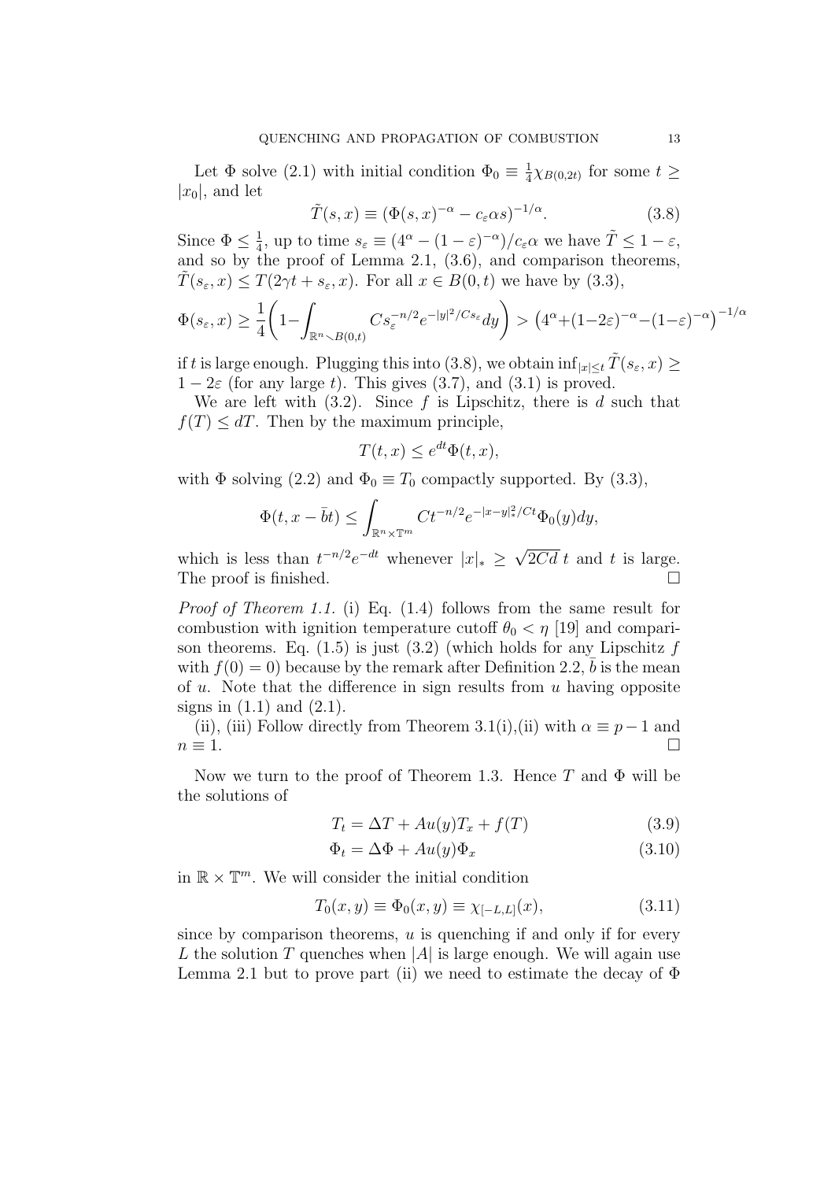Let $\Phi$ solve (2.1) with initial condition $\Phi_0 \equiv \frac{1}{4}\chi_{B(0,2t)}$ for some $t \geq |x_0|$, and let

$$\tilde{T}(s,x) \equiv (\Phi(s,x)^{-\alpha} - c_\varepsilon \alpha s)^{-1/\alpha}. \tag{3.8}$$

Since $\Phi \leq \frac{1}{4}$, up to time $s_\varepsilon \equiv (4^\alpha - (1-\varepsilon)^{-\alpha})/c_\varepsilon\alpha$ we have $\tilde{T} \leq 1-\varepsilon$, and so by the proof of Lemma 2.1, (3.6), and comparison theorems, $\tilde{T}(s_\varepsilon, x) \leq T(2\gamma t + s_\varepsilon, x)$. For all $x \in B(0,t)$ we have by (3.3),

$$\Phi(s_\varepsilon, x) \geq \frac{1}{4}\bigg(1 - \int_{\mathbb{R}^n \setminus B(0,t)} C s_\varepsilon^{-n/2} e^{-|y|^2/Cs_\varepsilon} dy\bigg) > \big(4^\alpha + (1-2\varepsilon)^{-\alpha} - (1-\varepsilon)^{-\alpha}\big)^{-1/\alpha}$$

if $t$ is large enough. Plugging this into (3.8), we obtain $\inf_{|x|\leq t} \tilde{T}(s_\varepsilon, x) \geq 1 - 2\varepsilon$ (for any large $t$). This gives (3.7), and (3.1) is proved.

We are left with (3.2). Since $f$ is Lipschitz, there is $d$ such that $f(T) \leq dT$. Then by the maximum principle,

$$T(t,x) \leq e^{dt}\Phi(t,x),$$

with $\Phi$ solving (2.2) and $\Phi_0 \equiv T_0$ compactly supported. By (3.3),

$$\Phi(t, x - \bar{b}t) \leq \int_{\mathbb{R}^n \times \mathbb{T}^m} C t^{-n/2} e^{-|x-y|_*^2/Ct} \Phi_0(y) dy,$$

which is less than $t^{-n/2}e^{-dt}$ whenever $|x|_* \geq \sqrt{2Cd}\, t$ and $t$ is large. The proof is finished. $\square$

*Proof of Theorem 1.1.* (i) Eq. (1.4) follows from the same result for combustion with ignition temperature cutoff $\theta_0 < \eta$ [19] and comparison theorems. Eq. (1.5) is just (3.2) (which holds for any Lipschitz $f$ with $f(0) = 0$) because by the remark after Definition 2.2, $\bar{b}$ is the mean of $u$. Note that the difference in sign results from $u$ having opposite signs in (1.1) and (2.1).

(ii), (iii) Follow directly from Theorem 3.1(i),(ii) with $\alpha \equiv p-1$ and $n \equiv 1$. $\square$

Now we turn to the proof of Theorem 1.3. Hence $T$ and $\Phi$ will be the solutions of

$$T_t = \Delta T + Au(y)T_x + f(T) \tag{3.9}$$

$$\Phi_t = \Delta \Phi + Au(y)\Phi_x \tag{3.10}$$

in $\mathbb{R} \times \mathbb{T}^m$. We will consider the initial condition

$$T_0(x,y) \equiv \Phi_0(x,y) \equiv \chi_{[-L,L]}(x), \tag{3.11}$$

since by comparison theorems, $u$ is quenching if and only if for every $L$ the solution $T$ quenches when $|A|$ is large enough. We will again use Lemma 2.1 but to prove part (ii) we need to estimate the decay of $\Phi$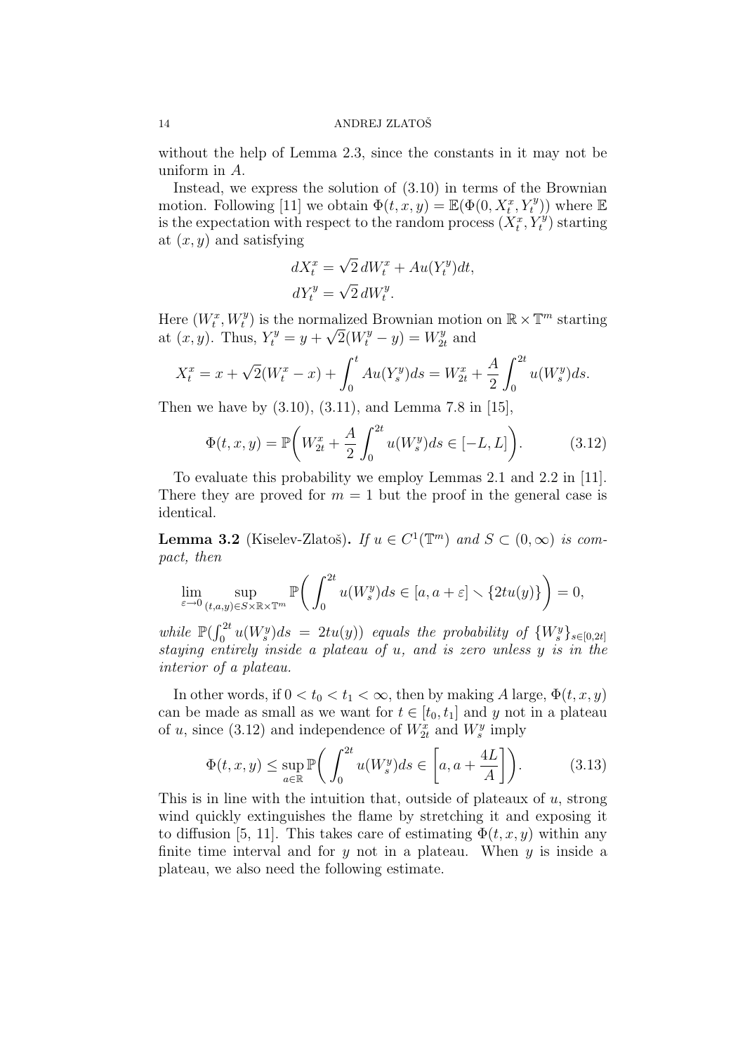without the help of Lemma 2.3, since the constants in it may not be uniform in $A$.

Instead, we express the solution of (3.10) in terms of the Brownian motion. Following [11] we obtain $\Phi(t,x,y) = \mathbb{E}(\Phi(0, X_t^x, Y_t^y))$ where $\mathbb{E}$ is the expectation with respect to the random process $(X_t^x, Y_t^y)$ starting at $(x,y)$ and satisfying

$$
\begin{aligned}
dX_t^x &= \sqrt{2}\, dW_t^x + Au(Y_t^y)dt,\\
dY_t^y &= \sqrt{2}\, dW_t^y.
\end{aligned}
$$

Here $(W_t^x, W_t^y)$ is the normalized Brownian motion on $\mathbb{R}\times\mathbb{T}^m$ starting at $(x,y)$. Thus, $Y_t^y = y + \sqrt{2}(W_t^y - y) = W_{2t}^y$ and

$$
X_t^x = x + \sqrt{2}(W_t^x - x) + \int_0^t Au(Y_s^y)ds = W_{2t}^x + \frac{A}{2}\int_0^{2t} u(W_s^y)ds.
$$

Then we have by (3.10), (3.11), and Lemma 7.8 in [15],

$$
\Phi(t,x,y) = \mathbb{P}\bigg( W_{2t}^x + \frac{A}{2}\int_0^{2t} u(W_s^y)ds \in [-L, L]\bigg). \tag{3.12}
$$

To evaluate this probability we employ Lemmas 2.1 and 2.2 in [11]. There they are proved for $m=1$ but the proof in the general case is identical.

**Lemma 3.2** (Kiselev-Zlatoš)**.** *If $u\in C^1(\mathbb{T}^m)$ and $S\subset(0,\infty)$ is compact, then*

$$
\lim_{\varepsilon\to 0}\sup_{(t,a,y)\in S\times\mathbb{R}\times\mathbb{T}^m} \mathbb{P}\bigg(\int_0^{2t} u(W_s^y)ds \in [a, a+\varepsilon]\smallsetminus\{2tu(y)\}\bigg) = 0,
$$

*while $\mathbb{P}(\int_0^{2t} u(W_s^y)ds = 2tu(y))$ equals the probability of $\{W_s^y\}_{s\in[0,2t]}$ staying entirely inside a plateau of $u$, and is zero unless $y$ is in the interior of a plateau.*

In other words, if $0<t_0<t_1<\infty$, then by making $A$ large, $\Phi(t,x,y)$ can be made as small as we want for $t\in[t_0,t_1]$ and $y$ not in a plateau of $u$, since (3.12) and independence of $W_{2t}^x$ and $W_s^y$ imply

$$
\Phi(t,x,y) \le \sup_{a\in\mathbb{R}} \mathbb{P}\bigg(\int_0^{2t} u(W_s^y)ds \in \bigg[a, a+\frac{4L}{A}\bigg]\bigg). \tag{3.13}
$$

This is in line with the intuition that, outside of plateaux of $u$, strong wind quickly extinguishes the flame by stretching it and exposing it to diffusion [5, 11]. This takes care of estimating $\Phi(t,x,y)$ within any finite time interval and for $y$ not in a plateau. When $y$ is inside a plateau, we also need the following estimate.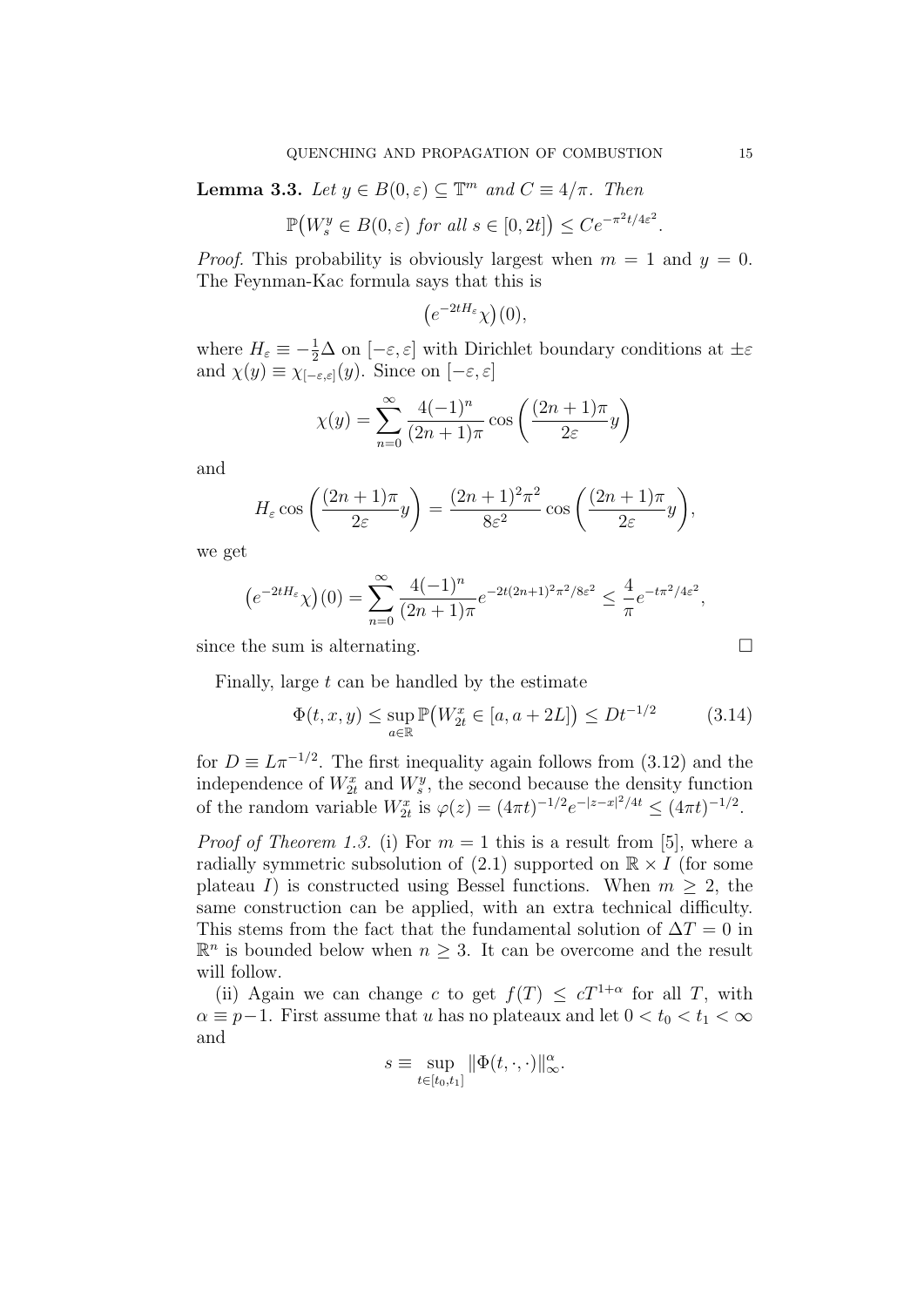**Lemma 3.3.** *Let $y \in B(0,\varepsilon) \subseteq \mathbb{T}^m$ and $C \equiv 4/\pi$. Then*

$$\mathbb{P}\big(W_s^y \in B(0,\varepsilon) \text{ for all } s \in [0,2t]\big) \le Ce^{-\pi^2 t/4\varepsilon^2}.$$

*Proof.* This probability is obviously largest when $m = 1$ and $y = 0$. The Feynman-Kac formula says that this is

$$\big(e^{-2tH_\varepsilon}\chi\big)(0),$$

where $H_\varepsilon \equiv -\frac{1}{2}\Delta$ on $[-\varepsilon,\varepsilon]$ with Dirichlet boundary conditions at $\pm\varepsilon$ and $\chi(y) \equiv \chi_{[-\varepsilon,\varepsilon]}(y)$. Since on $[-\varepsilon,\varepsilon]$

$$\chi(y) = \sum_{n=0}^{\infty} \frac{4(-1)^n}{(2n+1)\pi} \cos\left(\frac{(2n+1)\pi}{2\varepsilon} y\right)$$

and

$$H_\varepsilon \cos\left(\frac{(2n+1)\pi}{2\varepsilon} y\right) = \frac{(2n+1)^2\pi^2}{8\varepsilon^2} \cos\left(\frac{(2n+1)\pi}{2\varepsilon} y\right),$$

we get

$$\big(e^{-2tH_\varepsilon}\chi\big)(0) = \sum_{n=0}^{\infty} \frac{4(-1)^n}{(2n+1)\pi} e^{-2t(2n+1)^2\pi^2/8\varepsilon^2} \le \frac{4}{\pi} e^{-t\pi^2/4\varepsilon^2},$$

since the sum is alternating. $\square$

Finally, large $t$ can be handled by the estimate

$$\Phi(t,x,y) \le \sup_{a\in\mathbb{R}} \mathbb{P}\big(W_{2t}^x \in [a, a+2L]\big) \le Dt^{-1/2} \tag{3.14}$$

for $D \equiv L\pi^{-1/2}$. The first inequality again follows from (3.12) and the independence of $W_{2t}^x$ and $W_s^y$, the second because the density function of the random variable $W_{2t}^x$ is $\varphi(z) = (4\pi t)^{-1/2} e^{-|z-x|^2/4t} \le (4\pi t)^{-1/2}$.

*Proof of Theorem 1.3.* (i) For $m = 1$ this is a result from [5], where a radially symmetric subsolution of (2.1) supported on $\mathbb{R} \times I$ (for some plateau $I$) is constructed using Bessel functions. When $m \ge 2$, the same construction can be applied, with an extra technical difficulty. This stems from the fact that the fundamental solution of $\Delta T = 0$ in $\mathbb{R}^n$ is bounded below when $n \ge 3$. It can be overcome and the result will follow.

(ii) Again we can change $c$ to get $f(T) \le cT^{1+\alpha}$ for all $T$, with $\alpha \equiv p-1$. First assume that $u$ has no plateaux and let $0 < t_0 < t_1 < \infty$ and

$$s \equiv \sup_{t\in[t_0,t_1]} \|\Phi(t,\cdot,\cdot)\|_\infty^\alpha.$$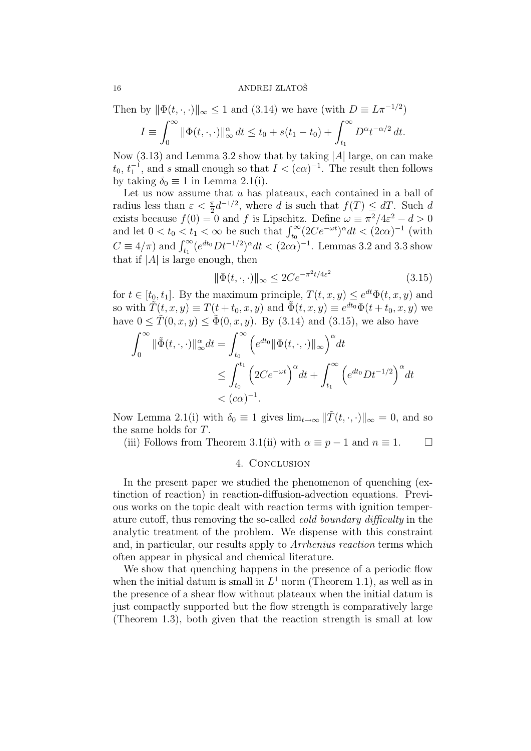Then by $\|\Phi(t,\cdot,\cdot)\|_\infty \leq 1$ and (3.14) we have (with $D \equiv L\pi^{-1/2}$)

$$I \equiv \int_0^\infty \|\Phi(t,\cdot,\cdot)\|_\infty^\alpha \, dt \leq t_0 + s(t_1 - t_0) + \int_{t_1}^\infty D^\alpha t^{-\alpha/2} \, dt.$$

Now (3.13) and Lemma 3.2 show that by taking $|A|$ large, on can make $t_0$, $t_1^{-1}$, and $s$ small enough so that $I < (c\alpha)^{-1}$. The result then follows by taking $\delta_0 \equiv 1$ in Lemma 2.1(i).

Let us now assume that $u$ has plateaux, each contained in a ball of radius less than $\varepsilon < \frac{\pi}{2}d^{-1/2}$, where $d$ is such that $f(T) \leq dT$. Such $d$ exists because $f(0) = 0$ and $f$ is Lipschitz. Define $\omega \equiv \pi^2/4\varepsilon^2 - d > 0$ and let $0 < t_0 < t_1 < \infty$ be such that $\int_{t_0}^\infty (2Ce^{-\omega t})^\alpha dt < (2c\alpha)^{-1}$ (with $C \equiv 4/\pi$) and $\int_{t_1}^\infty (e^{dt_0} D t^{-1/2})^\alpha dt < (2c\alpha)^{-1}$. Lemmas 3.2 and 3.3 show that if $|A|$ is large enough, then

$$\|\Phi(t,\cdot,\cdot)\|_\infty \leq 2Ce^{-\pi^2 t/4\varepsilon^2} \tag{3.15}$$

for $t \in [t_0, t_1]$. By the maximum principle, $T(t,x,y) \leq e^{dt}\Phi(t,x,y)$ and so with $\tilde{T}(t,x,y) \equiv T(t+t_0,x,y)$ and $\tilde{\Phi}(t,x,y) \equiv e^{dt_0}\Phi(t+t_0,x,y)$ we have $0 \leq \tilde{T}(0,x,y) \leq \tilde{\Phi}(0,x,y)$. By (3.14) and (3.15), we also have

$$\begin{aligned}
\int_0^\infty \|\tilde{\Phi}(t,\cdot,\cdot)\|_\infty^\alpha dt &= \int_{t_0}^\infty \Big(e^{dt_0}\|\Phi(t,\cdot,\cdot)\|_\infty\Big)^\alpha dt \\
&\leq \int_{t_0}^{t_1} \Big(2Ce^{-\omega t}\Big)^\alpha dt + \int_{t_1}^\infty \Big(e^{dt_0} D t^{-1/2}\Big)^\alpha dt \\
&< (c\alpha)^{-1}.
\end{aligned}$$

Now Lemma 2.1(i) with $\delta_0 \equiv 1$ gives $\lim_{t\to\infty} \|\tilde{T}(t,\cdot,\cdot)\|_\infty = 0$, and so the same holds for $T$.

(iii) Follows from Theorem 3.1(ii) with $\alpha \equiv p - 1$ and $n \equiv 1$. $\square$

## 4. Conclusion

In the present paper we studied the phenomenon of quenching (extinction of reaction) in reaction-diffusion-advection equations. Previous works on the topic dealt with reaction terms with ignition temperature cutoff, thus removing the so-called *cold boundary difficulty* in the analytic treatment of the problem. We dispense with this constraint and, in particular, our results apply to *Arrhenius reaction* terms which often appear in physical and chemical literature.

We show that quenching happens in the presence of a periodic flow when the initial datum is small in $L^1$ norm (Theorem 1.1), as well as in the presence of a shear flow without plateaux when the initial datum is just compactly supported but the flow strength is comparatively large (Theorem 1.3), both given that the reaction strength is small at low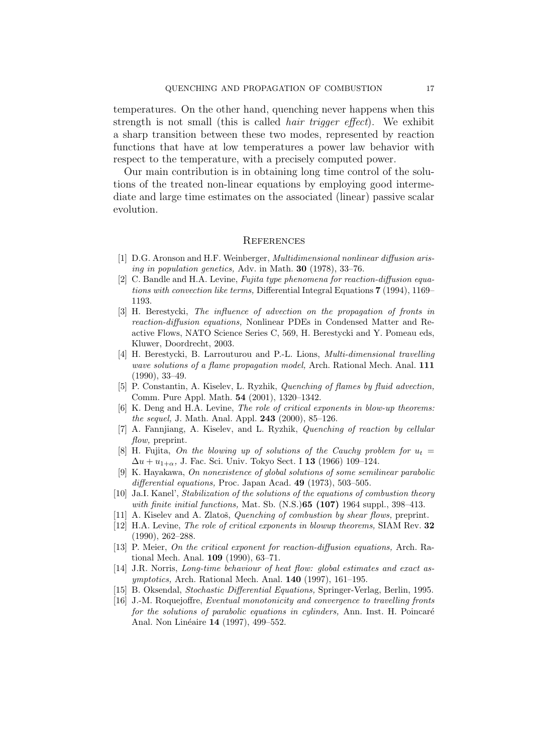temperatures. On the other hand, quenching never happens when this strength is not small (this is called *hair trigger effect*). We exhibit a sharp transition between these two modes, represented by reaction functions that have at low temperatures a power law behavior with respect to the temperature, with a precisely computed power.

Our main contribution is in obtaining long time control of the solutions of the treated non-linear equations by employing good intermediate and large time estimates on the associated (linear) passive scalar evolution.

## References

[1] D.G. Aronson and H.F. Weinberger, *Multidimensional nonlinear diffusion arising in population genetics,* Adv. in Math. **30** (1978), 33–76.

[2] C. Bandle and H.A. Levine, *Fujita type phenomena for reaction-diffusion equations with convection like terms,* Differential Integral Equations **7** (1994), 1169–1193.

[3] H. Berestycki, *The influence of advection on the propagation of fronts in reaction-diffusion equations,* Nonlinear PDEs in Condensed Matter and Reactive Flows, NATO Science Series C, 569, H. Berestycki and Y. Pomeau eds, Kluwer, Doordrecht, 2003.

[4] H. Berestycki, B. Larrouturou and P.-L. Lions, *Multi-dimensional travelling wave solutions of a flame propagation model,* Arch. Rational Mech. Anal. **111** (1990), 33–49.

[5] P. Constantin, A. Kiselev, L. Ryzhik, *Quenching of flames by fluid advection,* Comm. Pure Appl. Math. **54** (2001), 1320–1342.

[6] K. Deng and H.A. Levine, *The role of critical exponents in blow-up theorems: the sequel,* J. Math. Anal. Appl. **243** (2000), 85–126.

[7] A. Fannjiang, A. Kiselev, and L. Ryzhik, *Quenching of reaction by cellular flow,* preprint.

[8] H. Fujita, *On the blowing up of solutions of the Cauchy problem for $u_t = \Delta u + u_{1+\alpha}$,* J. Fac. Sci. Univ. Tokyo Sect. I **13** (1966) 109–124.

[9] K. Hayakawa, *On nonexistence of global solutions of some semilinear parabolic differential equations,* Proc. Japan Acad. **49** (1973), 503–505.

[10] Ja.I. Kanel', *Stabilization of the solutions of the equations of combustion theory with finite initial functions,* Mat. Sb. (N.S.)**65 (107)** 1964 suppl., 398–413.

[11] A. Kiselev and A. Zlatoš, *Quenching of combustion by shear flows,* preprint.

[12] H.A. Levine, *The role of critical exponents in blowup theorems,* SIAM Rev. **32** (1990), 262–288.

[13] P. Meier, *On the critical exponent for reaction-diffusion equations,* Arch. Rational Mech. Anal. **109** (1990), 63–71.

[14] J.R. Norris, *Long-time behaviour of heat flow: global estimates and exact asymptotics,* Arch. Rational Mech. Anal. **140** (1997), 161–195.

[15] B. Oksendal, *Stochastic Differential Equations,* Springer-Verlag, Berlin, 1995.

[16] J.-M. Roquejoffre, *Eventual monotonicity and convergence to travelling fronts for the solutions of parabolic equations in cylinders,* Ann. Inst. H. Poincaré Anal. Non Linéaire **14** (1997), 499–552.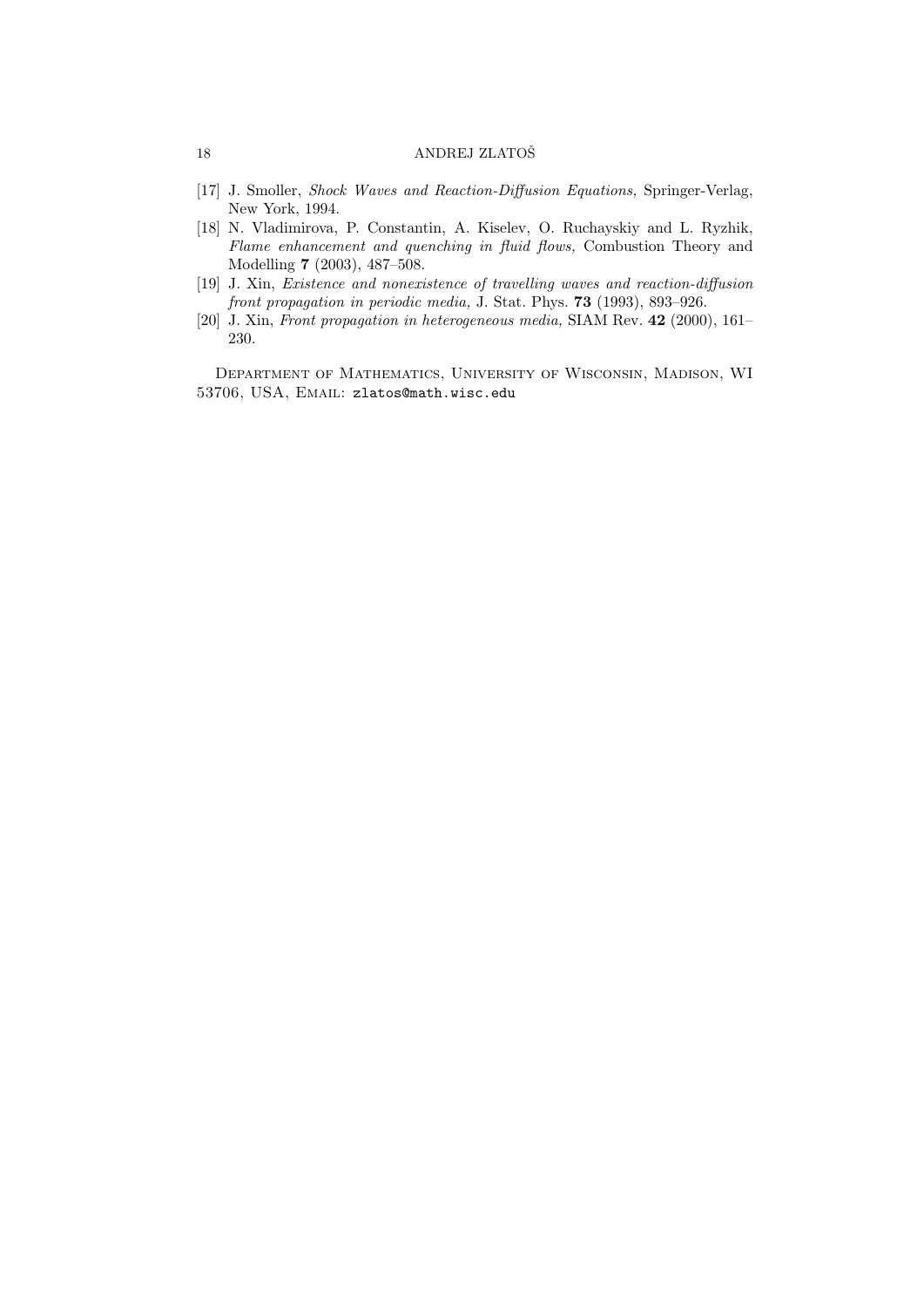[17] J. Smoller, *Shock Waves and Reaction-Diffusion Equations,* Springer-Verlag, New York, 1994.

[18] N. Vladimirova, P. Constantin, A. Kiselev, O. Ruchayskiy and L. Ryzhik, *Flame enhancement and quenching in fluid flows,* Combustion Theory and Modelling **7** (2003), 487–508.

[19] J. Xin, *Existence and nonexistence of travelling waves and reaction-diffusion front propagation in periodic media,* J. Stat. Phys. **73** (1993), 893–926.

[20] J. Xin, *Front propagation in heterogeneous media,* SIAM Rev. **42** (2000), 161–230.

Department of Mathematics, University of Wisconsin, Madison, WI 53706, USA, Email: `zlatos@math.wisc.edu`